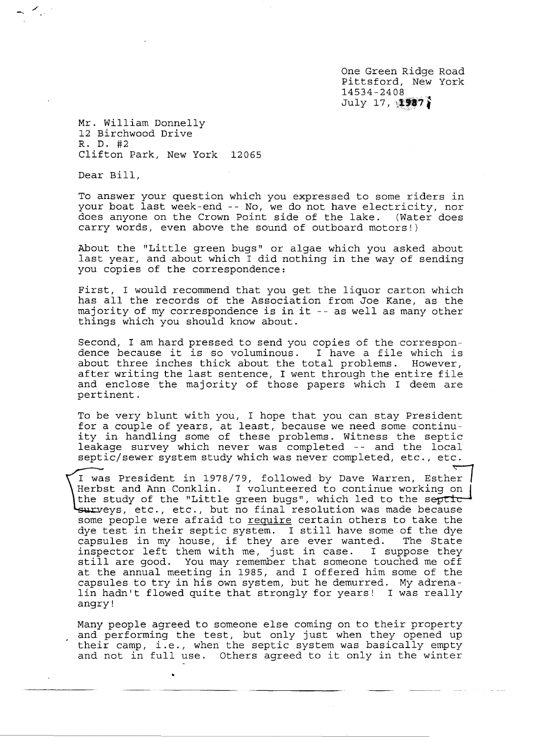One Green Ridge Road
Pittsford, New York
14534-2408
July 17, 1987

Mr. William Donnelly
12 Birchwood Drive
R. D. #2
Clifton Park, New York 12065

Dear Bill,

To answer your question which you expressed to some riders in your boat last week-end -- No, we do not have electricity, nor does anyone on the Crown Point side of the lake. (Water does carry words, even above the sound of outboard motors!)

About the "Little green bugs" or algae which you asked about last year, and about which I did nothing in the way of sending you copies of the correspondence:

First, I would recommend that you get the liquor carton which has all the records of the Association from Joe Kane, as the majority of my correspondence is in it -- as well as many other things which you should know about.

Second, I am hard pressed to send you copies of the correspondence because it is so voluminous. I have a file which is about three inches thick about the total problems. However, after writing the last sentence, I went through the entire file and enclose the majority of those papers which I deem are pertinent.

To be very blunt with you, I hope that you can stay President for a couple of years, at least, because we need some continuity in handling some of these problems. Witness the septic leakage survey which never was completed -- and the local septic/sewer system study which was never completed, etc., etc.

I was President in 1978/79, followed by Dave Warren, Esther Herbst and Ann Conklin. I volunteered to continue working on the study of the "Little green bugs", which led to the septic surveys, etc., etc., but no final resolution was made because some people were afraid to <u>require</u> certain others to take the dye test in their septic system. I still have some of the dye capsules in my house, if they are ever wanted. The State inspector left them with me, just in case. I suppose they still are good. You may remember that someone touched me off at the annual meeting in 1985, and I offered him some of the capsules to try in his own system, but he demurred. My adrenalin hadn't flowed quite that strongly for years! I was really angry!

Many people agreed to someone else coming on to their property and performing the test, but only just when they opened up their camp, i.e., when the septic system was basically empty and not in full use. Others agreed to it only in the winter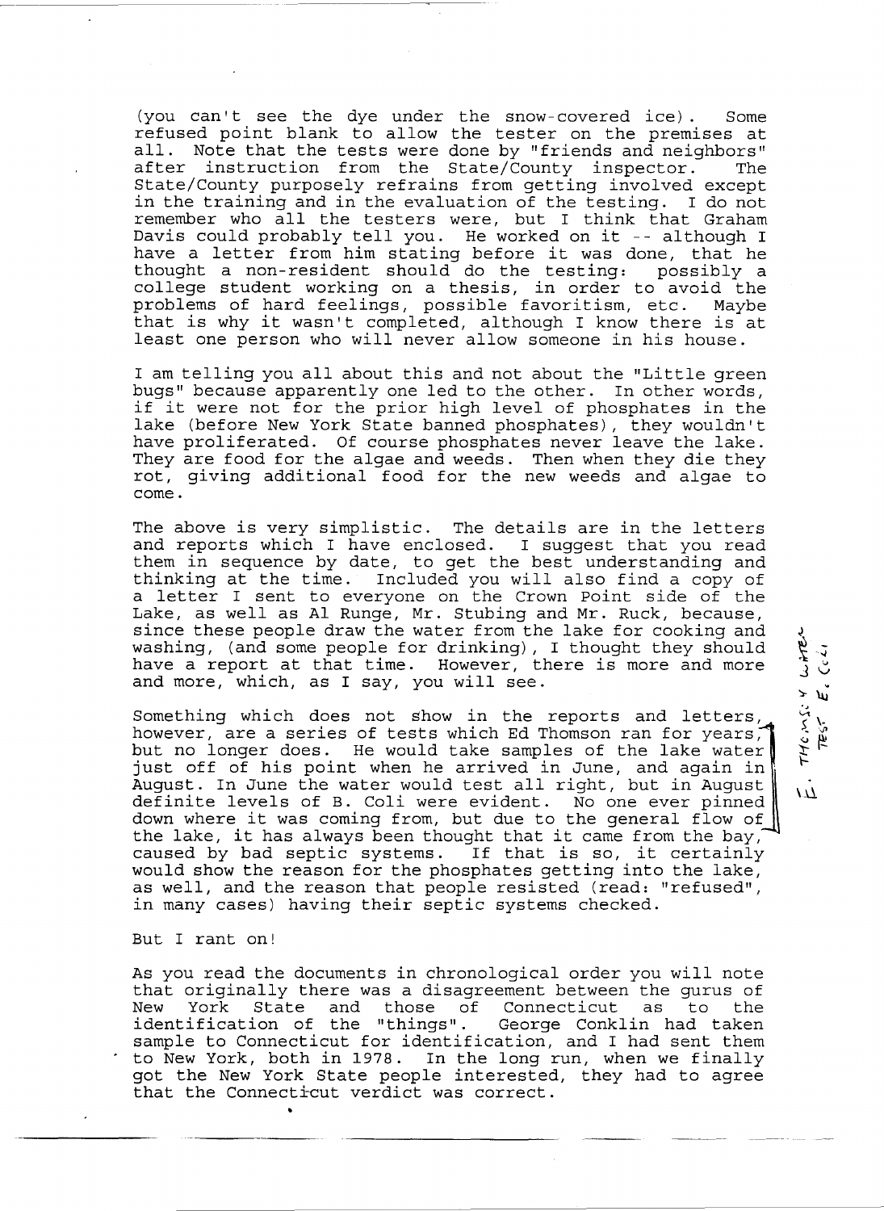(you can't see the dye under the snow-covered ice). Some refused point blank to allow the tester on the premises at all. Note that the tests were done by "friends and neighbors" after instruction from the State/County inspector. The State/County purposely refrains from getting involved except in the training and in the evaluation of the testing. I do not remember who all the testers were, but I think that Graham Davis could probably tell you. He worked on it -- although I have a letter from him stating before it was done, that he thought a non-resident should do the testing: possibly a college student working on a thesis, in order to avoid the problems of hard feelings, possible favoritism, etc. Maybe that is why it wasn't completed, although I know there is at least one person who will never allow someone in his house.

I am telling you all about this and not about the "Little green bugs" because apparently one led to the other. In other words, if it were not for the prior high level of phosphates in the lake (before New York State banned phosphates), they wouldn't have proliferated. Of course phosphates never leave the lake. They are food for the algae and weeds. Then when they die they rot, giving additional food for the new weeds and algae to come.

The above is very simplistic. The details are in the letters and reports which I have enclosed. I suggest that you read them in sequence by date, to get the best understanding and thinking at the time. Included you will also find a copy of a letter I sent to everyone on the Crown Point side of the Lake, as well as Al Runge, Mr. Stubing and Mr. Ruck, because, since these people draw the water from the lake for cooking and washing, (and some people for drinking), I thought they should have a report at that time. However, there is more and more and more, which, as I say, you will see.

Something which does not show in the reports and letters, however, are a series of tests which Ed Thomson ran for years, but no longer does. He would take samples of the lake water just off of his point when he arrived in June, and again in August. In June the water would test all right, but in August definite levels of B. Coli were evident. No one ever pinned down where it was coming from, but due to the general flow of the lake, it has always been thought that it came from the bay, caused by bad septic systems. If that is so, it certainly would show the reason for the phosphates getting into the lake, as well, and the reason that people resisted (read: "refused", in many cases) having their septic systems checked.

E. Thomson Water Test E. Coli

But I rant on!

As you read the documents in chronological order you will note that originally there was a disagreement between the gurus of New York State and those of Connecticut as to the identification of the "things". George Conklin had taken sample to Connecticut for identification, and I had sent them to New York, both in 1978. In the long run, when we finally got the New York State people interested, they had to agree that the Connecticut verdict was correct.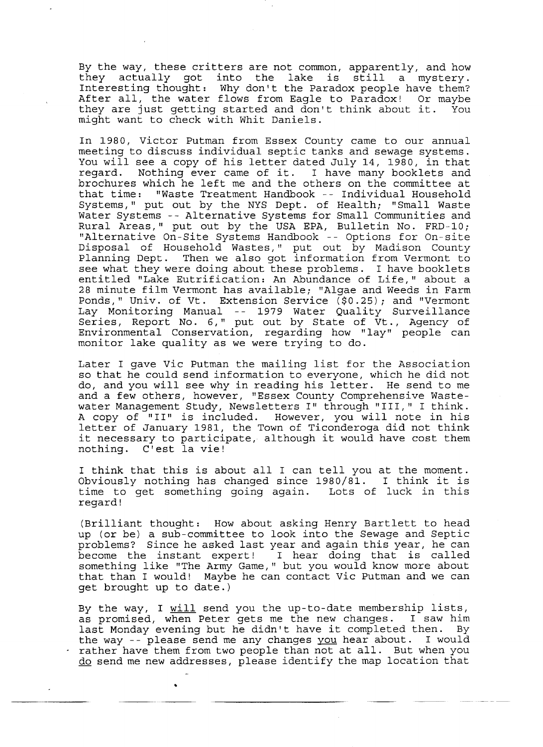By the way, these critters are not common, apparently, and how they actually got into the lake is still a mystery. Interesting thought: Why don't the Paradox people have them? After all, the water flows from Eagle to Paradox! Or maybe they are just getting started and don't think about it. You might want to check with Whit Daniels.

In 1980, Victor Putman from Essex County came to our annual meeting to discuss individual septic tanks and sewage systems. You will see a copy of his letter dated July 14, 1980, in that regard. Nothing ever came of it. I have many booklets and brochures which he left me and the others on the committee at that time: "Waste Treatment Handbook -- Individual Household Systems," put out by the NYS Dept. of Health; "Small Waste Water Systems -- Alternative Systems for Small Communities and Rural Areas," put out by the USA EPA, Bulletin No. FRD-10; "Alternative On-Site Systems Handbook -- Options for On-site Disposal of Household Wastes," put out by Madison County Planning Dept. Then we also got information from Vermont to see what they were doing about these problems. I have booklets entitled "Lake Eutrification: An Abundance of Life," about a 28 minute film Vermont has available; "Algae and Weeds in Farm Ponds," Univ. of Vt. Extension Service ($0.25); and "Vermont Lay Monitoring Manual -- 1979 Water Quality Surveillance Series, Report No. 6," put out by State of Vt., Agency of Environmental Conservation, regarding how "lay" people can monitor lake quality as we were trying to do.

Later I gave Vic Putman the mailing list for the Association so that he could send information to everyone, which he did not do, and you will see why in reading his letter. He send to me and a few others, however, "Essex County Comprehensive Wastewater Management Study, Newsletters I" through "III," I think. A copy of "II" is included. However, you will note in his letter of January 1981, the Town of Ticonderoga did not think it necessary to participate, although it would have cost them nothing. C'est la vie!

I think that this is about all I can tell you at the moment. Obviously nothing has changed since 1980/81. I think it is time to get something going again. Lots of luck in this regard!

(Brilliant thought: How about asking Henry Bartlett to head up (or be) a sub-committee to look into the Sewage and Septic problems? Since he asked last year and again this year, he can become the instant expert! I hear doing that is called something like "The Army Game," but you would know more about that than I would! Maybe he can contact Vic Putman and we can get brought up to date.)

By the way, I <u>will</u> send you the up-to-date membership lists, as promised, when Peter gets me the new changes. I saw him last Monday evening but he didn't have it completed then. By the way -- please send me any changes <u>you</u> hear about. I would rather have them from two people than not at all. But when you <u>do</u> send me new addresses, please identify the map location that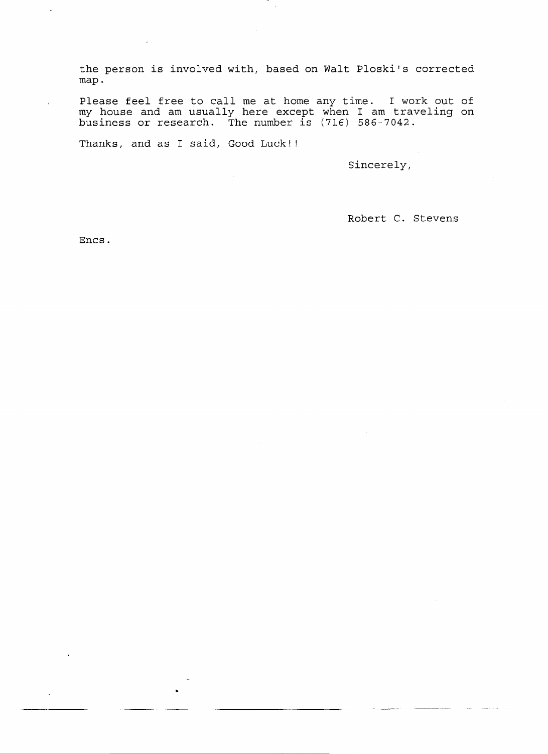the person is involved with, based on Walt Ploski's corrected map.

Please feel free to call me at home any time. I work out of my house and am usually here except when I am traveling on business or research. The number is (716) 586-7042.

Thanks, and as I said, Good Luck!!

Sincerely,

Robert C. Stevens

Encs.